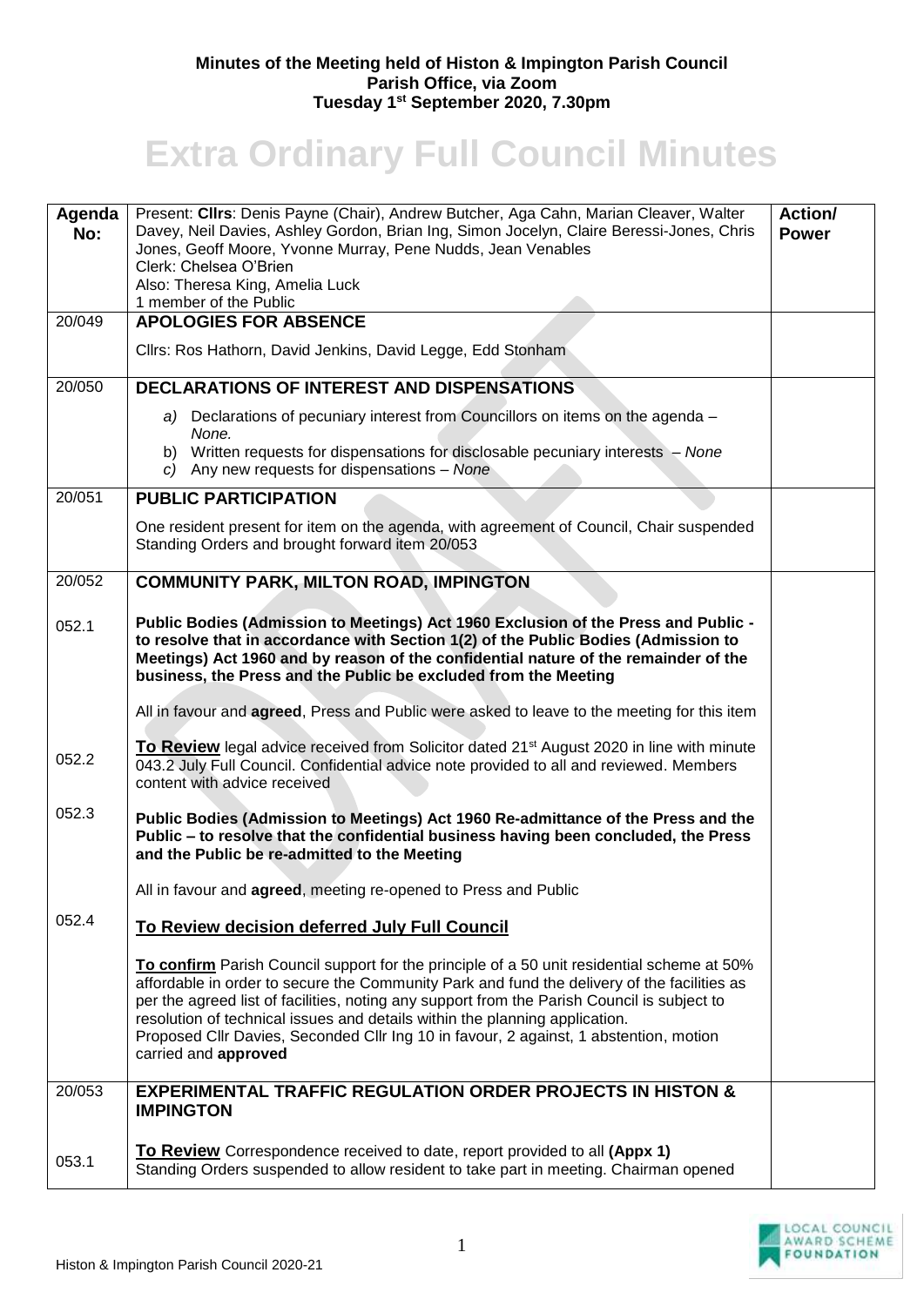**Minutes of the Meeting held of Histon & Impington Parish Council**
**Parish Office, via Zoom**
**Tuesday 1st September 2020, 7.30pm**

# Extra Ordinary Full Council Minutes

| **Agenda No:** | Present: **Cllrs**: Denis Payne (Chair), Andrew Butcher, Aga Cahn, Marian Cleaver, Walter Davey, Neil Davies, Ashley Gordon, Brian Ing, Simon Jocelyn, Claire Beressi-Jones, Chris Jones, Geoff Moore, Yvonne Murray, Pene Nudds, Jean Venables<br>Clerk: Chelsea O'Brien<br>Also: Theresa King, Amelia Luck<br>1 member of the Public | **Action/ Power** |
|---|---|---|
| 20/049 | **APOLOGIES FOR ABSENCE**<br><br>Cllrs: Ros Hathorn, David Jenkins, David Legge, Edd Stonham | |
| 20/050 | **DECLARATIONS OF INTEREST AND DISPENSATIONS**<br><br>*a)* Declarations of pecuniary interest from Councillors on items on the agenda – *None.*<br>b) Written requests for dispensations for disclosable pecuniary interests – *None*<br>*c)* Any new requests for dispensations – *None* | |
| 20/051 | **PUBLIC PARTICIPATION**<br><br>One resident present for item on the agenda, with agreement of Council, Chair suspended Standing Orders and brought forward item 20/053 | |
| 20/052 | **COMMUNITY PARK, MILTON ROAD, IMPINGTON** | |
| 052.1 | **Public Bodies (Admission to Meetings) Act 1960 Exclusion of the Press and Public - to resolve that in accordance with Section 1(2) of the Public Bodies (Admission to Meetings) Act 1960 and by reason of the confidential nature of the remainder of the business, the Press and the Public be excluded from the Meeting**<br><br>All in favour and **agreed**, Press and Public were asked to leave to the meeting for this item | |
| 052.2 | **To Review** legal advice received from Solicitor dated 21st August 2020 in line with minute 043.2 July Full Council. Confidential advice note provided to all and reviewed. Members content with advice received | |
| 052.3 | **Public Bodies (Admission to Meetings) Act 1960 Re-admittance of the Press and the Public – to resolve that the confidential business having been concluded, the Press and the Public be re-admitted to the Meeting**<br><br>All in favour and **agreed**, meeting re-opened to Press and Public | |
| 052.4 | **To Review decision deferred July Full Council**<br><br>**To confirm** Parish Council support for the principle of a 50 unit residential scheme at 50% affordable in order to secure the Community Park and fund the delivery of the facilities as per the agreed list of facilities, noting any support from the Parish Council is subject to resolution of technical issues and details within the planning application.<br>Proposed Cllr Davies, Seconded Cllr Ing 10 in favour, 2 against, 1 abstention, motion carried and **approved** | |
| 20/053 | **EXPERIMENTAL TRAFFIC REGULATION ORDER PROJECTS IN HISTON & IMPINGTON** | |
| 053.1 | **To Review** Correspondence received to date, report provided to all **(Appx 1)**<br>Standing Orders suspended to allow resident to take part in meeting. Chairman opened | |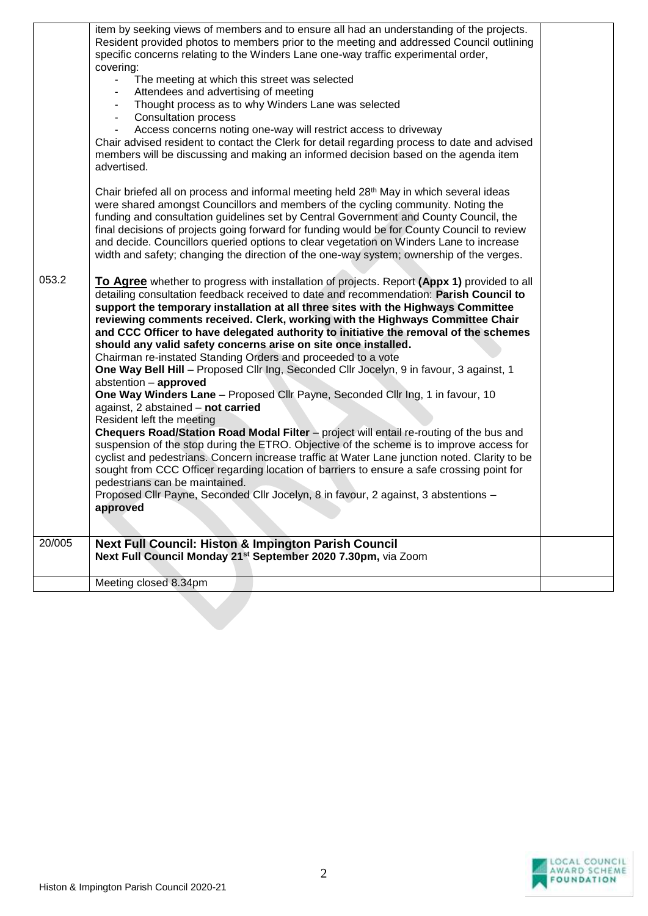| | | |
|---|---|---|
| | item by seeking views of members and to ensure all had an understanding of the projects. Resident provided photos to members prior to the meeting and addressed Council outlining specific concerns relating to the Winders Lane one-way traffic experimental order, covering:<br>- The meeting at which this street was selected<br>- Attendees and advertising of meeting<br>- Thought process as to why Winders Lane was selected<br>- Consultation process<br>- Access concerns noting one-way will restrict access to driveway<br>Chair advised resident to contact the Clerk for detail regarding process to date and advised members will be discussing and making an informed decision based on the agenda item advertised.<br><br>Chair briefed all on process and informal meeting held 28th May in which several ideas were shared amongst Councillors and members of the cycling community. Noting the funding and consultation guidelines set by Central Government and County Council, the final decisions of projects going forward for funding would be for County Council to review and decide. Councillors queried options to clear vegetation on Winders Lane to increase width and safety; changing the direction of the one-way system; ownership of the verges. | |
| 053.2 | **To Agree** whether to progress with installation of projects. Report **(Appx 1)** provided to all detailing consultation feedback received to date and recommendation: **Parish Council to support the temporary installation at all three sites with the Highways Committee reviewing comments received. Clerk, working with the Highways Committee Chair and CCC Officer to have delegated authority to initiative the removal of the schemes should any valid safety concerns arise on site once installed.**<br>Chairman re-instated Standing Orders and proceeded to a vote<br>**One Way Bell Hill** – Proposed Cllr Ing, Seconded Cllr Jocelyn, 9 in favour, 3 against, 1 abstention – **approved**<br>**One Way Winders Lane** – Proposed Cllr Payne, Seconded Cllr Ing, 1 in favour, 10 against, 2 abstained – **not carried**<br>Resident left the meeting<br>**Chequers Road/Station Road Modal Filter** – project will entail re-routing of the bus and suspension of the stop during the ETRO. Objective of the scheme is to improve access for cyclist and pedestrians. Concern increase traffic at Water Lane junction noted. Clarity to be sought from CCC Officer regarding location of barriers to ensure a safe crossing point for pedestrians can be maintained.<br>Proposed Cllr Payne, Seconded Cllr Jocelyn, 8 in favour, 2 against, 3 abstentions – **approved** | |
| 20/005 | **Next Full Council: Histon & Impington Parish Council**<br>**Next Full Council Monday 21st September 2020 7.30pm,** via Zoom | |
| | Meeting closed 8.34pm | |